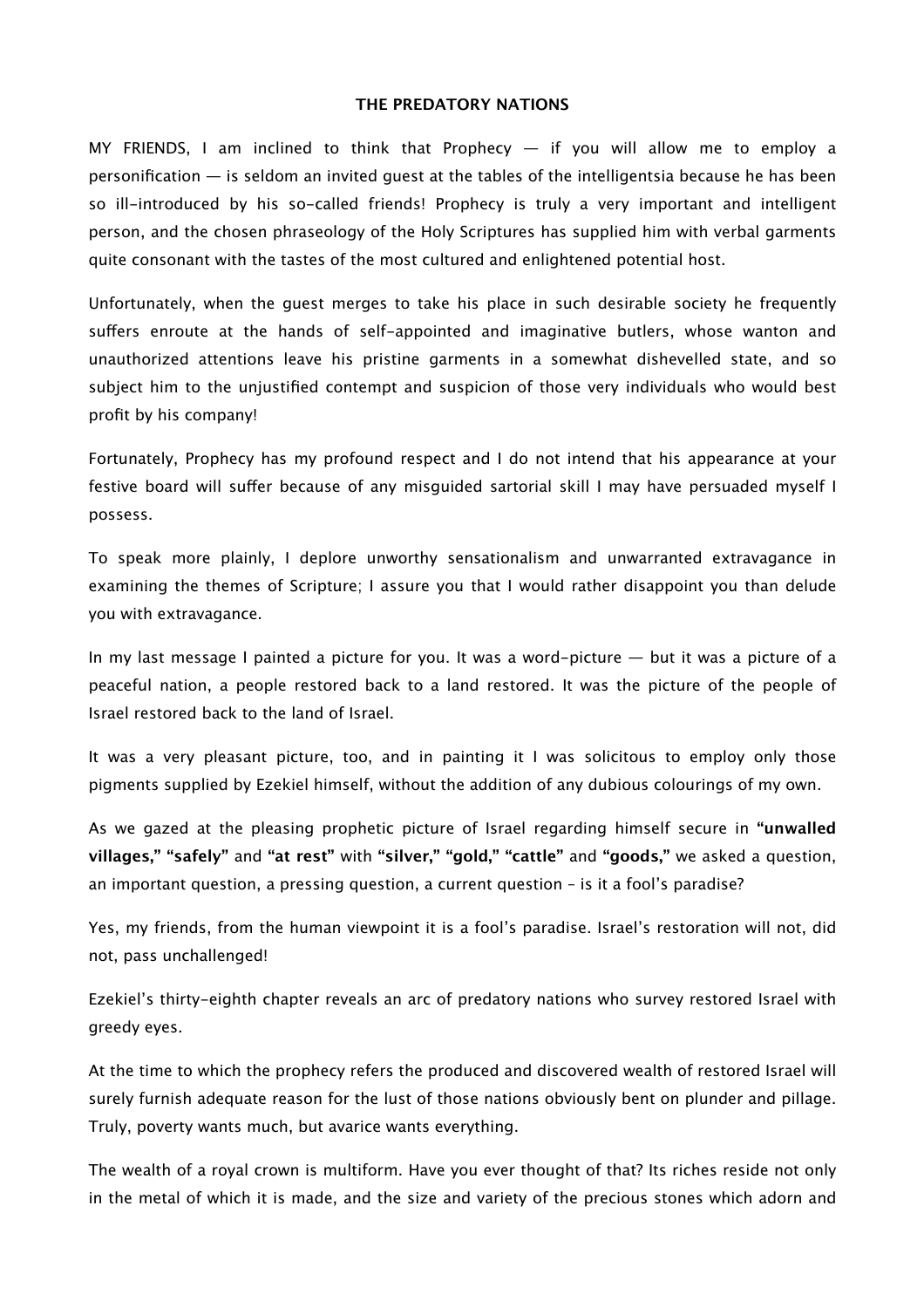# THE PREDATORY NATIONS

MY FRIENDS, I am inclined to think that Prophecy — if you will allow me to employ a personification — is seldom an invited guest at the tables of the intelligentsia because he has been so ill-introduced by his so-called friends! Prophecy is truly a very important and intelligent person, and the chosen phraseology of the Holy Scriptures has supplied him with verbal garments quite consonant with the tastes of the most cultured and enlightened potential host.

Unfortunately, when the guest merges to take his place in such desirable society he frequently suffers enroute at the hands of self-appointed and imaginative butlers, whose wanton and unauthorized attentions leave his pristine garments in a somewhat dishevelled state, and so subject him to the unjustified contempt and suspicion of those very individuals who would best profit by his company!

Fortunately, Prophecy has my profound respect and I do not intend that his appearance at your festive board will suffer because of any misguided sartorial skill I may have persuaded myself I possess.

To speak more plainly, I deplore unworthy sensationalism and unwarranted extravagance in examining the themes of Scripture; I assure you that I would rather disappoint you than delude you with extravagance.

In my last message I painted a picture for you. It was a word-picture — but it was a picture of a peaceful nation, a people restored back to a land restored. It was the picture of the people of Israel restored back to the land of Israel.

It was a very pleasant picture, too, and in painting it I was solicitous to employ only those pigments supplied by Ezekiel himself, without the addition of any dubious colourings of my own.

As we gazed at the pleasing prophetic picture of Israel regarding himself secure in **"unwalled villages," "safely"** and **"at rest"** with **"silver," "gold," "cattle"** and **"goods,"** we asked a question, an important question, a pressing question, a current question – is it a fool's paradise?

Yes, my friends, from the human viewpoint it is a fool's paradise. Israel's restoration will not, did not, pass unchallenged!

Ezekiel's thirty-eighth chapter reveals an arc of predatory nations who survey restored Israel with greedy eyes.

At the time to which the prophecy refers the produced and discovered wealth of restored Israel will surely furnish adequate reason for the lust of those nations obviously bent on plunder and pillage. Truly, poverty wants much, but avarice wants everything.

The wealth of a royal crown is multiform. Have you ever thought of that? Its riches reside not only in the metal of which it is made, and the size and variety of the precious stones which adorn and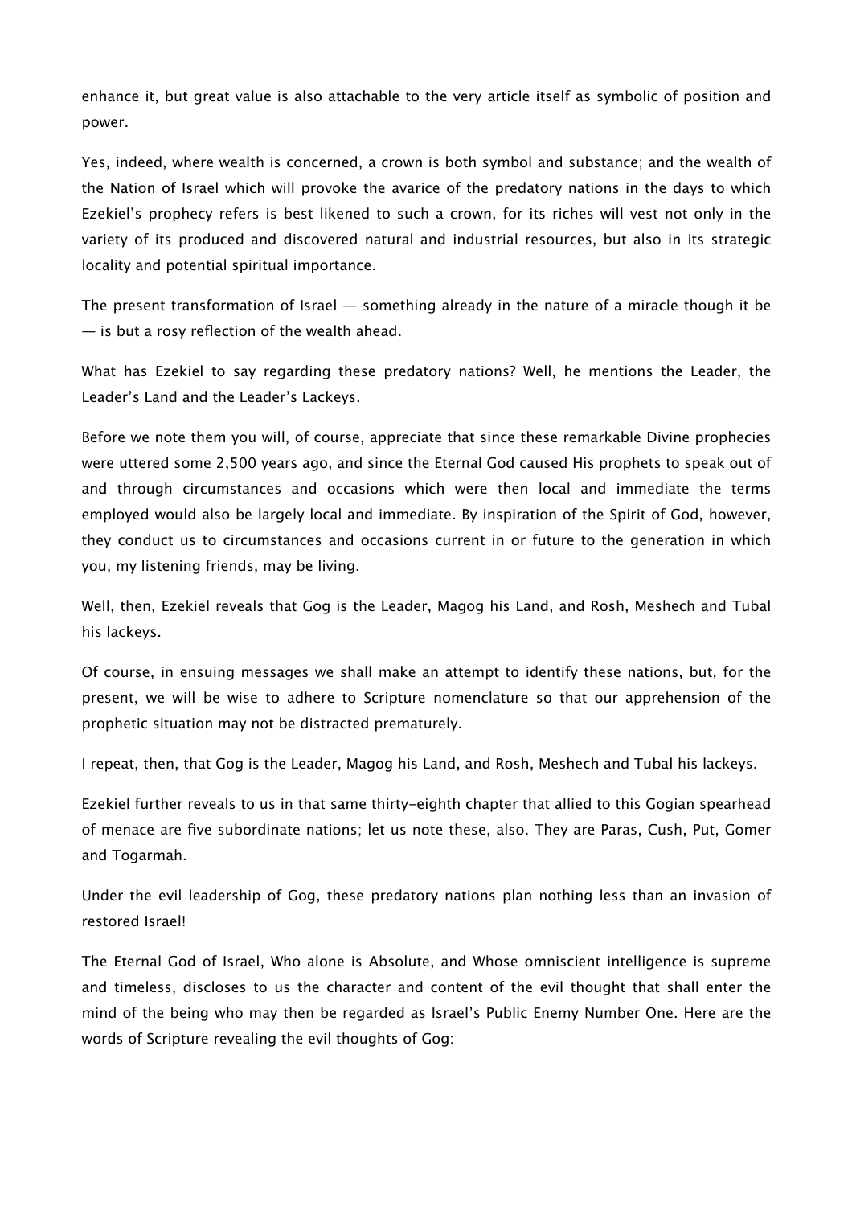enhance it, but great value is also attachable to the very article itself as symbolic of position and power.

Yes, indeed, where wealth is concerned, a crown is both symbol and substance; and the wealth of the Nation of Israel which will provoke the avarice of the predatory nations in the days to which Ezekiel's prophecy refers is best likened to such a crown, for its riches will vest not only in the variety of its produced and discovered natural and industrial resources, but also in its strategic locality and potential spiritual importance.

The present transformation of Israel — something already in the nature of a miracle though it be — is but a rosy reflection of the wealth ahead.

What has Ezekiel to say regarding these predatory nations? Well, he mentions the Leader, the Leader's Land and the Leader's Lackeys.

Before we note them you will, of course, appreciate that since these remarkable Divine prophecies were uttered some 2,500 years ago, and since the Eternal God caused His prophets to speak out of and through circumstances and occasions which were then local and immediate the terms employed would also be largely local and immediate. By inspiration of the Spirit of God, however, they conduct us to circumstances and occasions current in or future to the generation in which you, my listening friends, may be living.

Well, then, Ezekiel reveals that Gog is the Leader, Magog his Land, and Rosh, Meshech and Tubal his lackeys.

Of course, in ensuing messages we shall make an attempt to identify these nations, but, for the present, we will be wise to adhere to Scripture nomenclature so that our apprehension of the prophetic situation may not be distracted prematurely.

I repeat, then, that Gog is the Leader, Magog his Land, and Rosh, Meshech and Tubal his lackeys.

Ezekiel further reveals to us in that same thirty-eighth chapter that allied to this Gogian spearhead of menace are five subordinate nations; let us note these, also. They are Paras, Cush, Put, Gomer and Togarmah.

Under the evil leadership of Gog, these predatory nations plan nothing less than an invasion of restored Israel!

The Eternal God of Israel, Who alone is Absolute, and Whose omniscient intelligence is supreme and timeless, discloses to us the character and content of the evil thought that shall enter the mind of the being who may then be regarded as Israel's Public Enemy Number One. Here are the words of Scripture revealing the evil thoughts of Gog: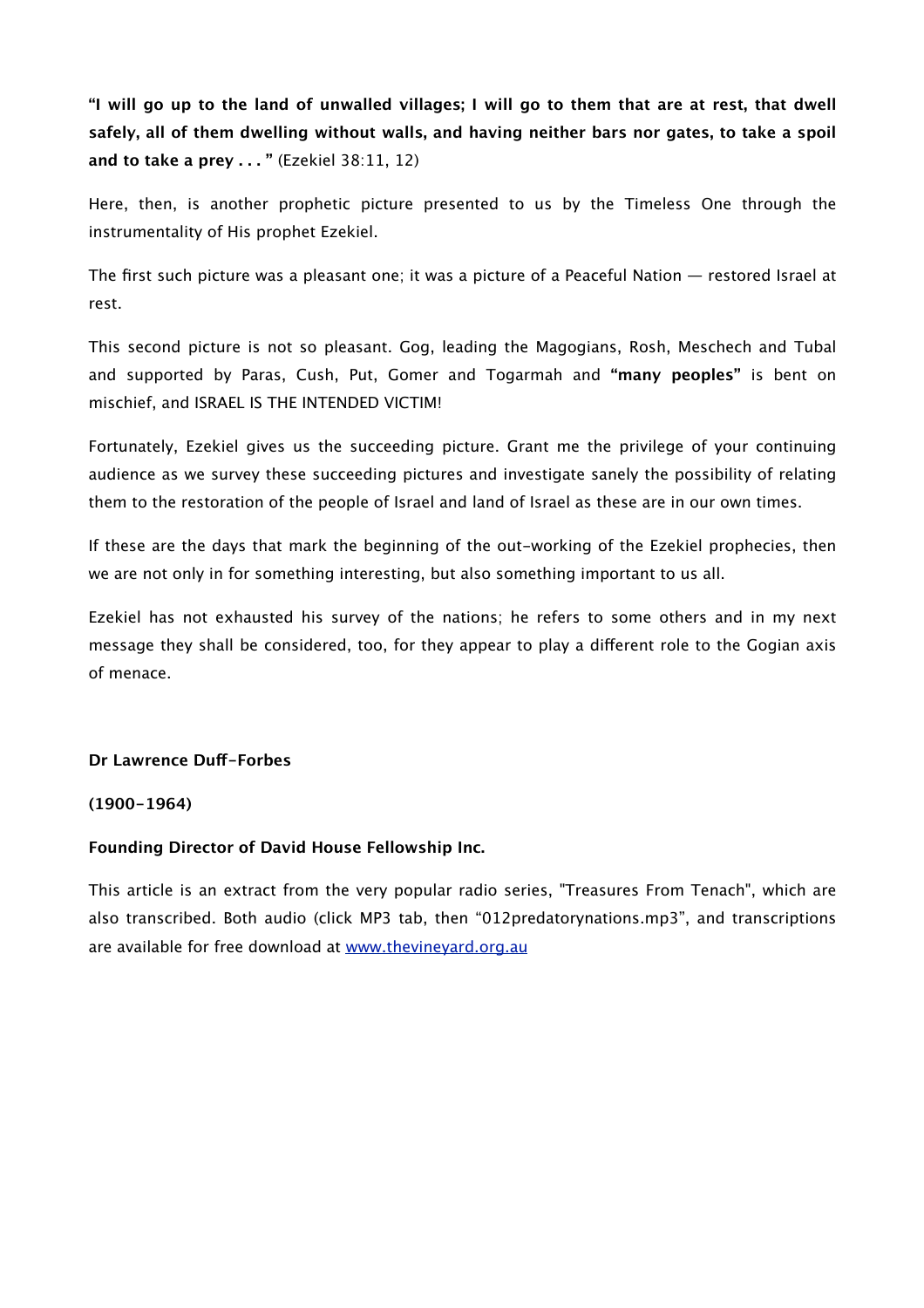**"I will go up to the land of unwalled villages; I will go to them that are at rest, that dwell safely, all of them dwelling without walls, and having neither bars nor gates, to take a spoil and to take a prey . . . "** (Ezekiel 38:11, 12)

Here, then, is another prophetic picture presented to us by the Timeless One through the instrumentality of His prophet Ezekiel.

The first such picture was a pleasant one; it was a picture of a Peaceful Nation — restored Israel at rest.

This second picture is not so pleasant. Gog, leading the Magogians, Rosh, Meschech and Tubal and supported by Paras, Cush, Put, Gomer and Togarmah and **"many peoples"** is bent on mischief, and ISRAEL IS THE INTENDED VICTIM!

Fortunately, Ezekiel gives us the succeeding picture. Grant me the privilege of your continuing audience as we survey these succeeding pictures and investigate sanely the possibility of relating them to the restoration of the people of Israel and land of Israel as these are in our own times.

If these are the days that mark the beginning of the out-working of the Ezekiel prophecies, then we are not only in for something interesting, but also something important to us all.

Ezekiel has not exhausted his survey of the nations; he refers to some others and in my next message they shall be considered, too, for they appear to play a different role to the Gogian axis of menace.

**Dr Lawrence Duff-Forbes**

**(1900-1964)**

**Founding Director of David House Fellowship Inc.**

This article is an extract from the very popular radio series, "Treasures From Tenach", which are also transcribed. Both audio (click MP3 tab, then "012predatorynations.mp3", and transcriptions are available for free download at [www.thevineyard.org.au](http://www.thevineyard.org.au)